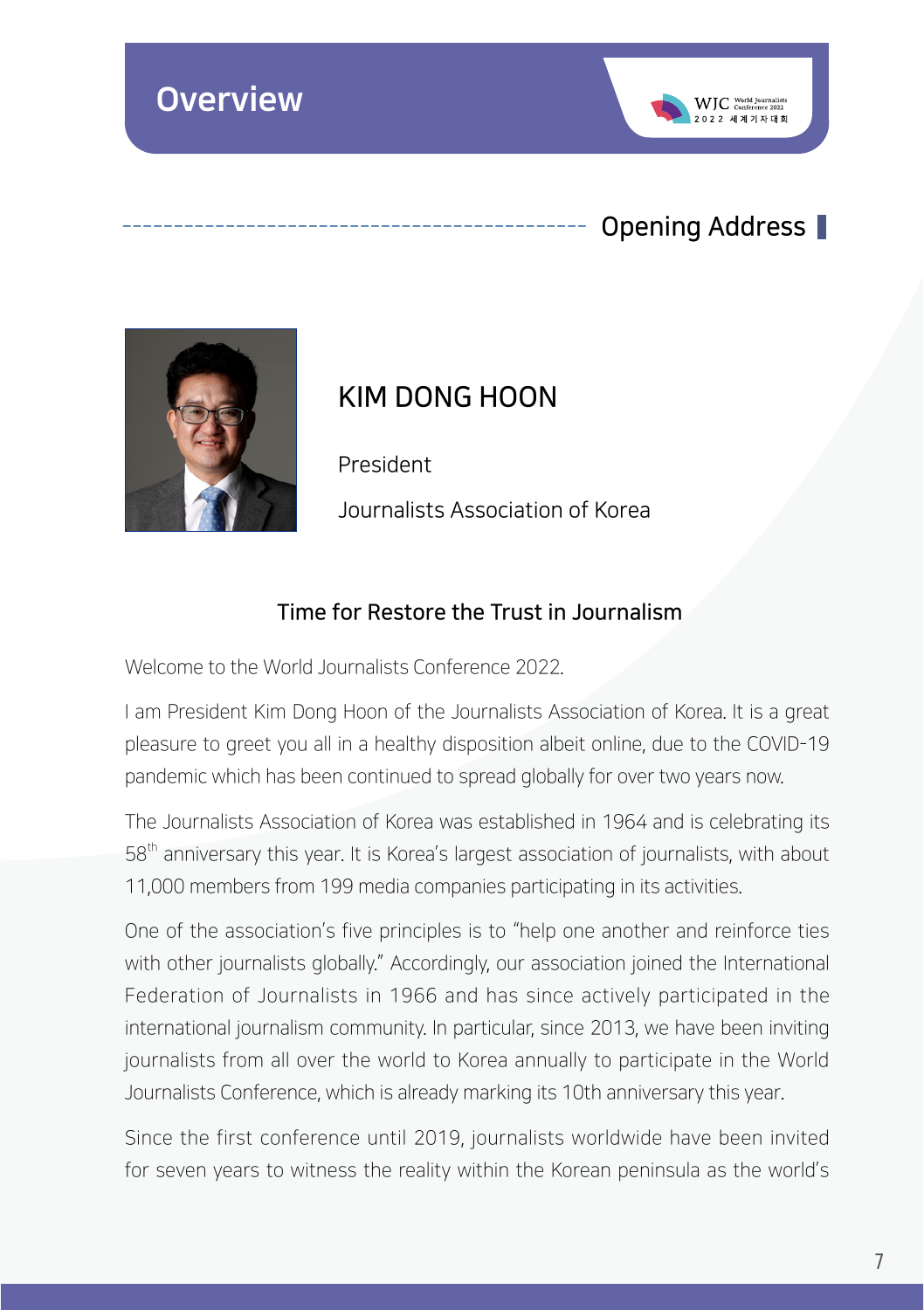# Overview

## Opening Address

### KIM DONG HOON

President

Journalists Association of Korea

### Time for Restore the Trust in Journalism

Welcome to the World Journalists Conference 2022.

I am President Kim Dong Hoon of the Journalists Association of Korea. It is a great pleasure to greet you all in a healthy disposition albeit online, due to the COVID-19 pandemic which has been continued to spread globally for over two years now.

The Journalists Association of Korea was established in 1964 and is celebrating its 58th anniversary this year. It is Korea's largest association of journalists, with about 11,000 members from 199 media companies participating in its activities.

One of the association's five principles is to "help one another and reinforce ties with other journalists globally." Accordingly, our association joined the International Federation of Journalists in 1966 and has since actively participated in the international journalism community. In particular, since 2013, we have been inviting journalists from all over the world to Korea annually to participate in the World Journalists Conference, which is already marking its 10th anniversary this year.

Since the first conference until 2019, journalists worldwide have been invited for seven years to witness the reality within the Korean peninsula as the world's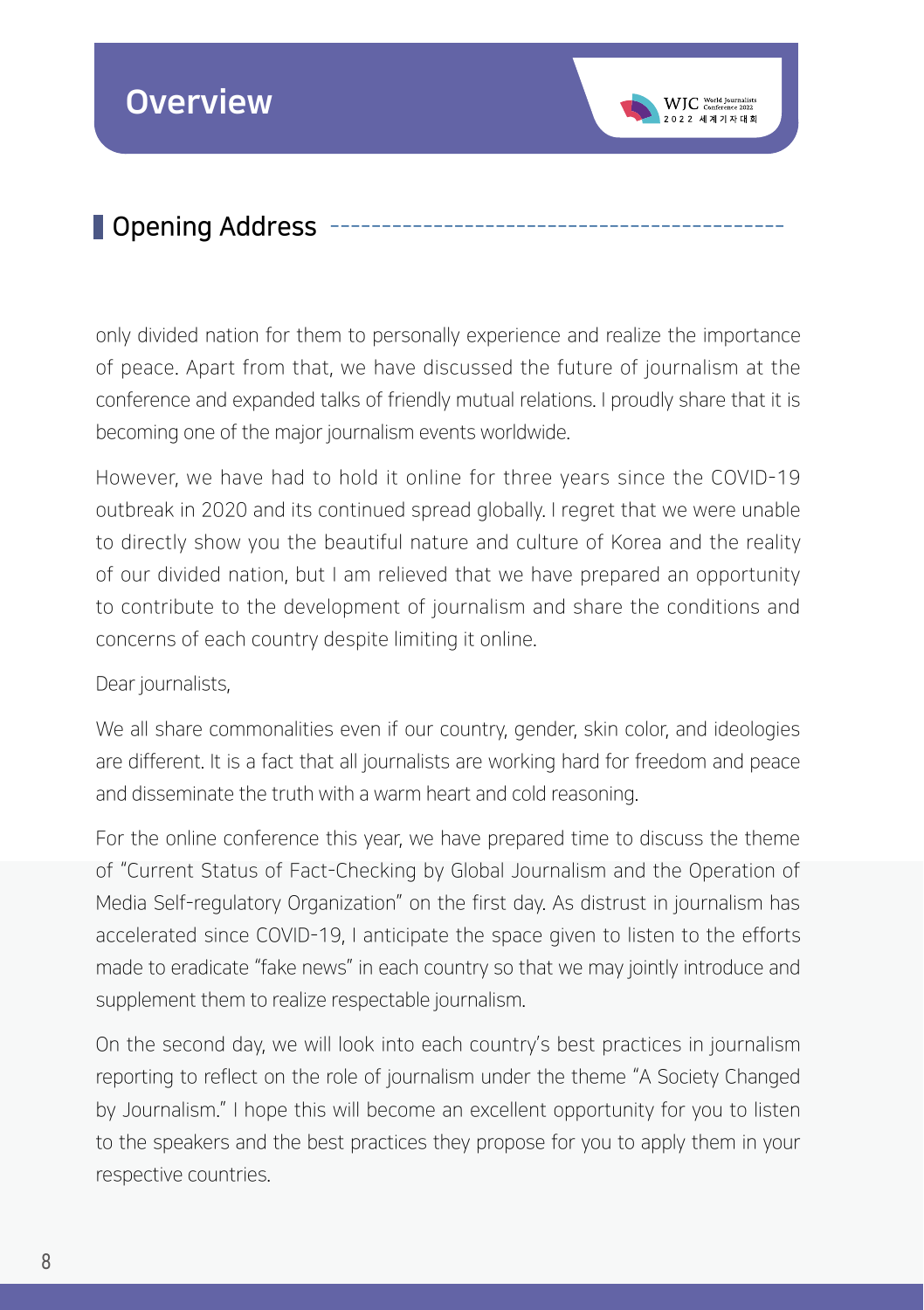## Opening Address

only divided nation for them to personally experience and realize the importance of peace. Apart from that, we have discussed the future of journalism at the conference and expanded talks of friendly mutual relations. I proudly share that it is becoming one of the major journalism events worldwide.

However, we have had to hold it online for three years since the COVID-19 outbreak in 2020 and its continued spread globally. I regret that we were unable to directly show you the beautiful nature and culture of Korea and the reality of our divided nation, but I am relieved that we have prepared an opportunity to contribute to the development of journalism and share the conditions and concerns of each country despite limiting it online.

Dear journalists,

We all share commonalities even if our country, gender, skin color, and ideologies are different. It is a fact that all journalists are working hard for freedom and peace and disseminate the truth with a warm heart and cold reasoning.

For the online conference this year, we have prepared time to discuss the theme of "Current Status of Fact-Checking by Global Journalism and the Operation of Media Self-regulatory Organization" on the first day. As distrust in journalism has accelerated since COVID-19, I anticipate the space given to listen to the efforts made to eradicate "fake news" in each country so that we may jointly introduce and supplement them to realize respectable journalism.

On the second day, we will look into each country's best practices in journalism reporting to reflect on the role of journalism under the theme "A Society Changed by Journalism." I hope this will become an excellent opportunity for you to listen to the speakers and the best practices they propose for you to apply them in your respective countries.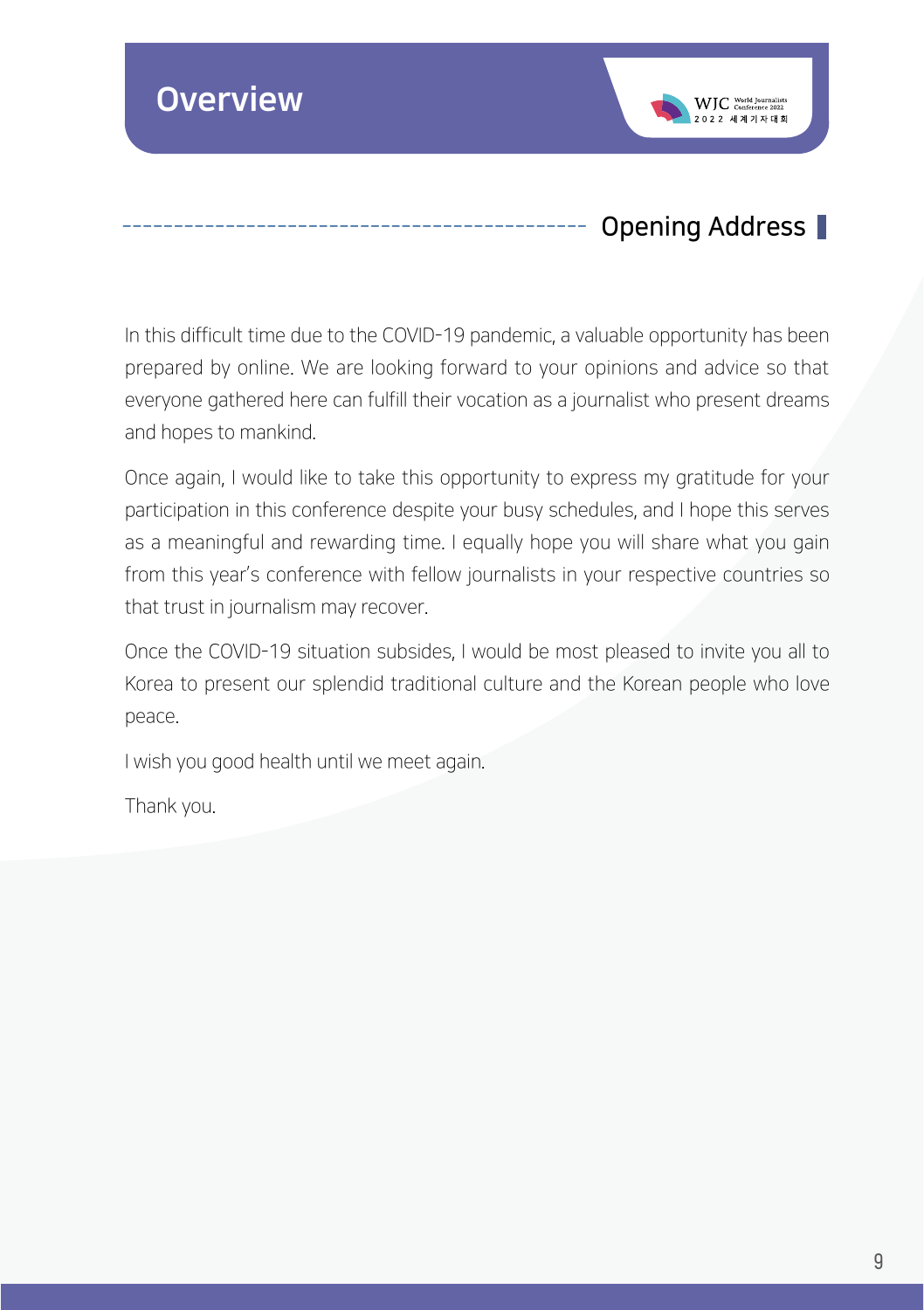## Opening Address

In this difficult time due to the COVID-19 pandemic, a valuable opportunity has been prepared by online. We are looking forward to your opinions and advice so that everyone gathered here can fulfill their vocation as a journalist who present dreams and hopes to mankind.

Once again, I would like to take this opportunity to express my gratitude for your participation in this conference despite your busy schedules, and I hope this serves as a meaningful and rewarding time. I equally hope you will share what you gain from this year's conference with fellow journalists in your respective countries so that trust in journalism may recover.

Once the COVID-19 situation subsides, I would be most pleased to invite you all to Korea to present our splendid traditional culture and the Korean people who love peace.

I wish you good health until we meet again.

Thank you.